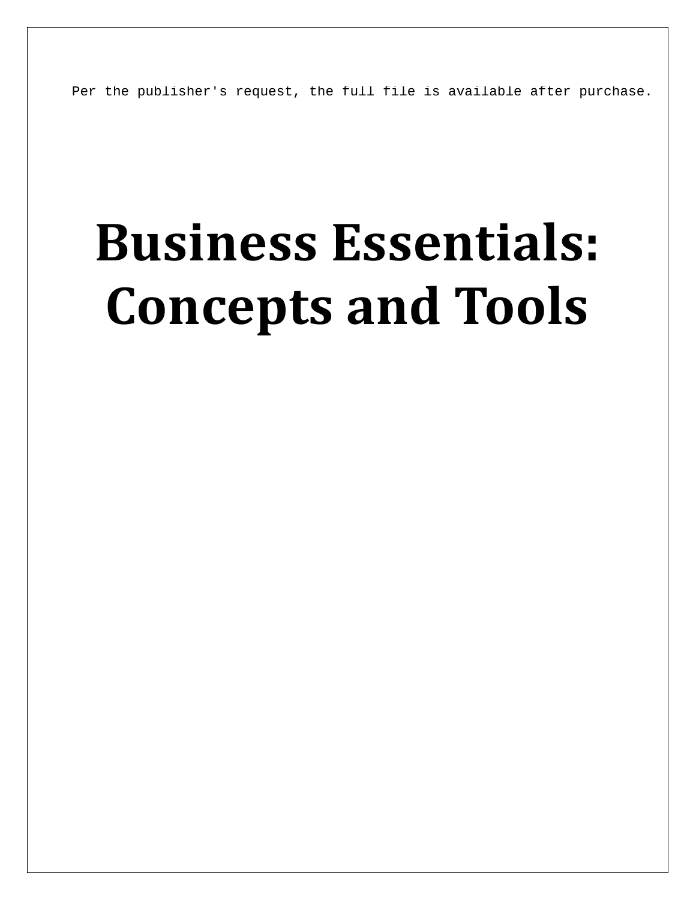# Business Essentials: Concepts and Tools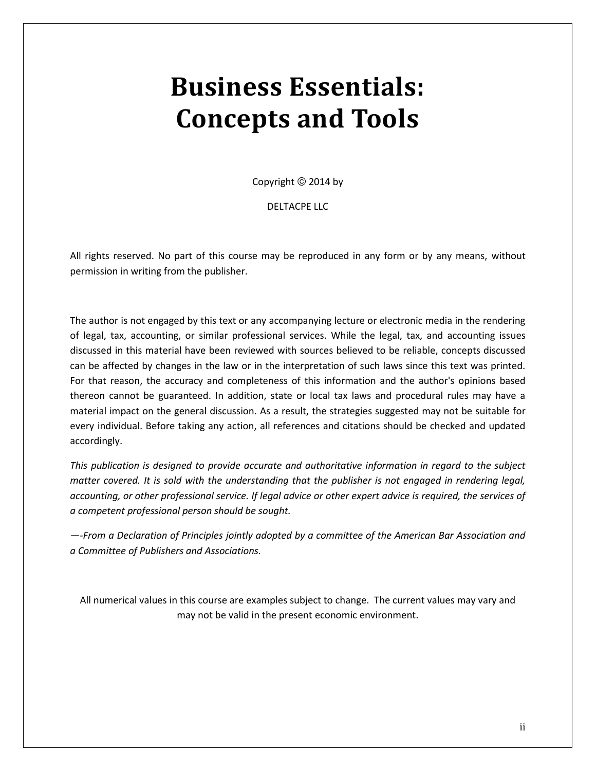# Business Essentials: Concepts and Tools

Copyright © 2014 by

DELTACPE LLC

All rights reserved. No part of this course may be reproduced in any form or by any means, without permission in writing from the publisher.

The author is not engaged by this text or any accompanying lecture or electronic media in the rendering of legal, tax, accounting, or similar professional services. While the legal, tax, and accounting issues discussed in this material have been reviewed with sources believed to be reliable, concepts discussed can be affected by changes in the law or in the interpretation of such laws since this text was printed. For that reason, the accuracy and completeness of this information and the author's opinions based thereon cannot be guaranteed. In addition, state or local tax laws and procedural rules may have a material impact on the general discussion. As a result, the strategies suggested may not be suitable for every individual. Before taking any action, all references and citations should be checked and updated accordingly.

*This publication is designed to provide accurate and authoritative information in regard to the subject matter covered. It is sold with the understanding that the publisher is not engaged in rendering legal, accounting, or other professional service. If legal advice or other expert advice is required, the services of a competent professional person should be sought.*

*—-From a Declaration of Principles jointly adopted by a committee of the American Bar Association and a Committee of Publishers and Associations.*

All numerical values in this course are examples subject to change. The current values may vary and may not be valid in the present economic environment.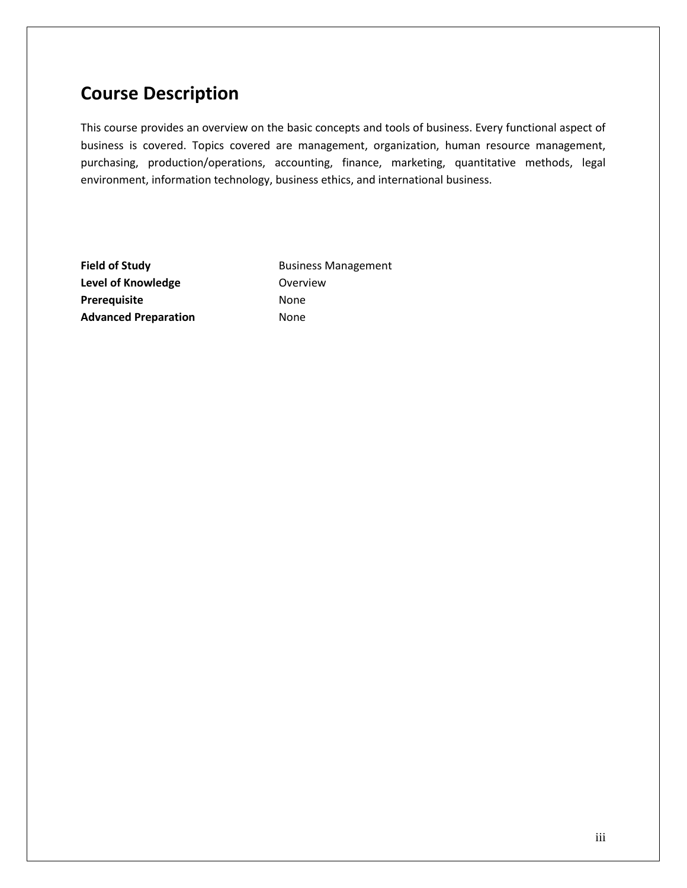# Course Description

This course provides an overview on the basic concepts and tools of business. Every functional aspect of business is covered. Topics covered are management, organization, human resource management, purchasing, production/operations, accounting, finance, marketing, quantitative methods, legal environment, information technology, business ethics, and international business.

| | |
|---|---|
| **Field of Study** | Business Management |
| **Level of Knowledge** | Overview |
| **Prerequisite** | None |
| **Advanced Preparation** | None |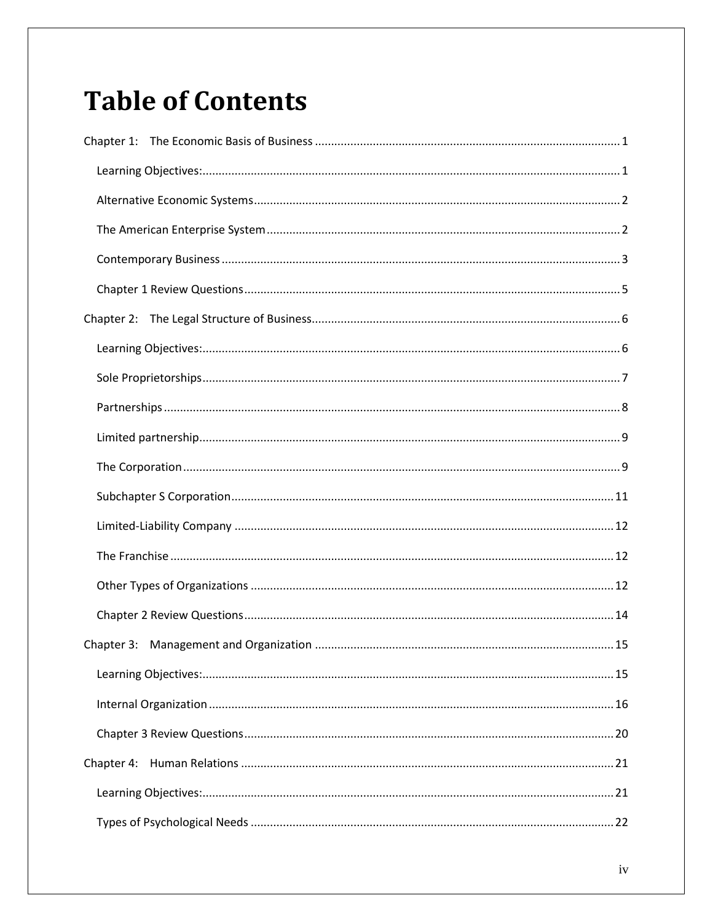# Table of Contents

Chapter 1: The Economic Basis of Business ........ 1

- Learning Objectives: ........ 1
- Alternative Economic Systems ........ 2
- The American Enterprise System ........ 2
- Contemporary Business ........ 3
- Chapter 1 Review Questions ........ 5

Chapter 2: The Legal Structure of Business ........ 6

- Learning Objectives: ........ 6
- Sole Proprietorships ........ 7
- Partnerships ........ 8
- Limited partnership ........ 9
- The Corporation ........ 9
- Subchapter S Corporation ........ 11
- Limited-Liability Company ........ 12
- The Franchise ........ 12
- Other Types of Organizations ........ 12
- Chapter 2 Review Questions ........ 14

Chapter 3: Management and Organization ........ 15

- Learning Objectives: ........ 15
- Internal Organization ........ 16
- Chapter 3 Review Questions ........ 20

Chapter 4: Human Relations ........ 21

- Learning Objectives: ........ 21
- Types of Psychological Needs ........ 22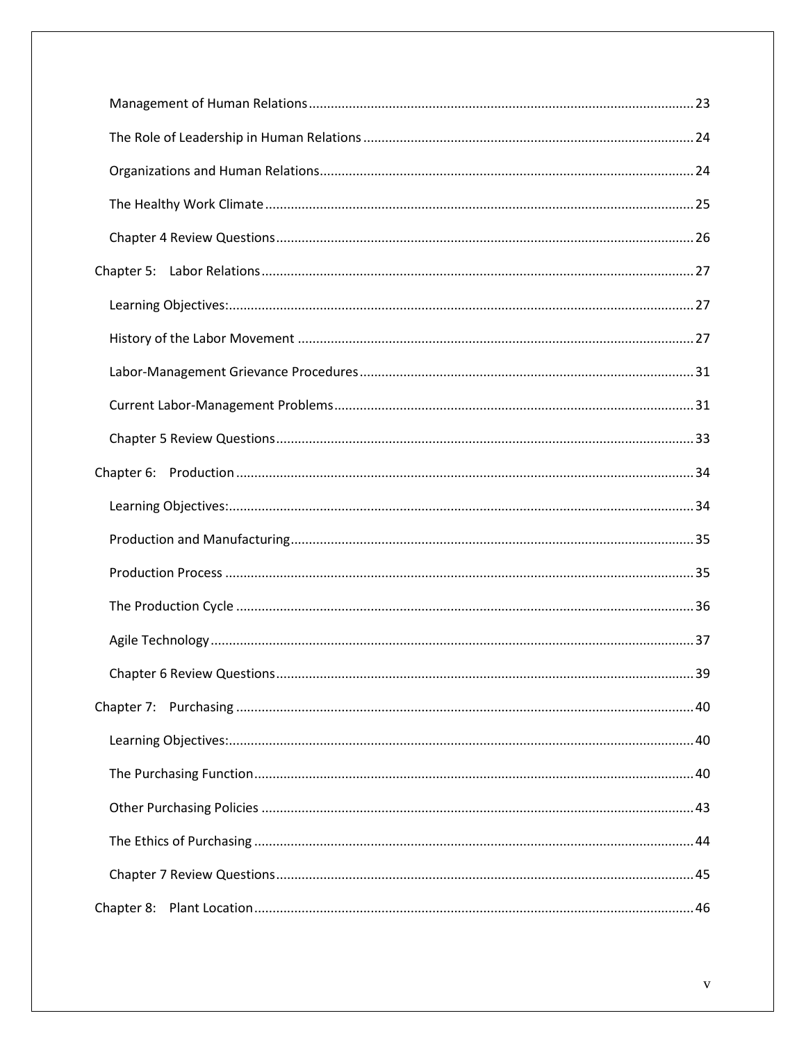- Management of Human Relations ... 23
- The Role of Leadership in Human Relations ... 24
- Organizations and Human Relations ... 24
- The Healthy Work Climate ... 25
- Chapter 4 Review Questions ... 26

Chapter 5: Labor Relations ... 27

- Learning Objectives: ... 27
- History of the Labor Movement ... 27
- Labor-Management Grievance Procedures ... 31
- Current Labor-Management Problems ... 31
- Chapter 5 Review Questions ... 33

Chapter 6: Production ... 34

- Learning Objectives: ... 34
- Production and Manufacturing ... 35
- Production Process ... 35
- The Production Cycle ... 36
- Agile Technology ... 37
- Chapter 6 Review Questions ... 39

Chapter 7: Purchasing ... 40

- Learning Objectives: ... 40
- The Purchasing Function ... 40
- Other Purchasing Policies ... 43
- The Ethics of Purchasing ... 44
- Chapter 7 Review Questions ... 45

Chapter 8: Plant Location ... 46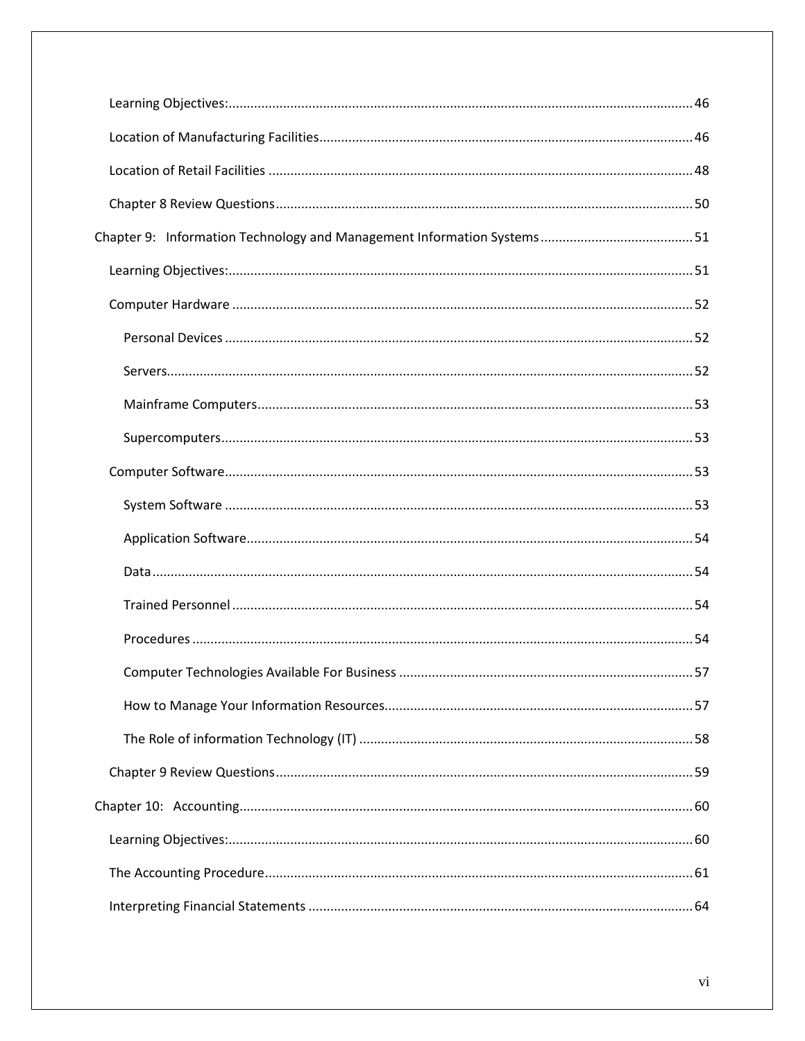- Learning Objectives: 46
- Location of Manufacturing Facilities 46
- Location of Retail Facilities 48
- Chapter 8 Review Questions 50

Chapter 9: Information Technology and Management Information Systems 51

- Learning Objectives: 51
- Computer Hardware 52
  - Personal Devices 52
  - Servers 52
  - Mainframe Computers 53
  - Supercomputers 53
- Computer Software 53
  - System Software 53
  - Application Software 54
  - Data 54
  - Trained Personnel 54
  - Procedures 54
  - Computer Technologies Available For Business 57
  - How to Manage Your Information Resources 57
  - The Role of information Technology (IT) 58
- Chapter 9 Review Questions 59

Chapter 10: Accounting 60

- Learning Objectives: 60
- The Accounting Procedure 61
- Interpreting Financial Statements 64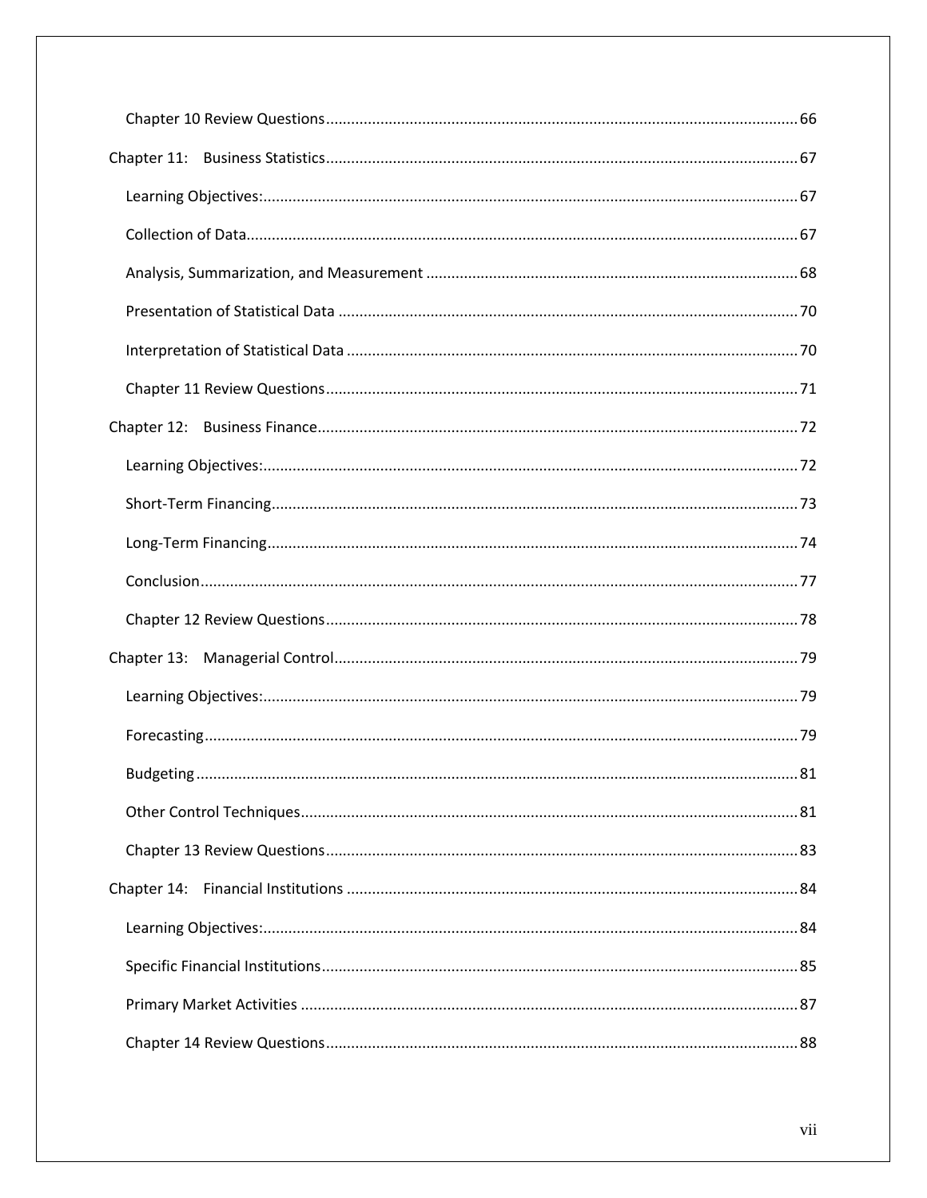- Chapter 10 Review Questions ........ 66
- Chapter 11: Business Statistics ........ 67
  - Learning Objectives: ........ 67
  - Collection of Data ........ 67
  - Analysis, Summarization, and Measurement ........ 68
  - Presentation of Statistical Data ........ 70
  - Interpretation of Statistical Data ........ 70
  - Chapter 11 Review Questions ........ 71
- Chapter 12: Business Finance ........ 72
  - Learning Objectives: ........ 72
  - Short-Term Financing ........ 73
  - Long-Term Financing ........ 74
  - Conclusion ........ 77
  - Chapter 12 Review Questions ........ 78
- Chapter 13: Managerial Control ........ 79
  - Learning Objectives: ........ 79
  - Forecasting ........ 79
  - Budgeting ........ 81
  - Other Control Techniques ........ 81
  - Chapter 13 Review Questions ........ 83
- Chapter 14: Financial Institutions ........ 84
  - Learning Objectives: ........ 84
  - Specific Financial Institutions ........ 85
  - Primary Market Activities ........ 87
  - Chapter 14 Review Questions ........ 88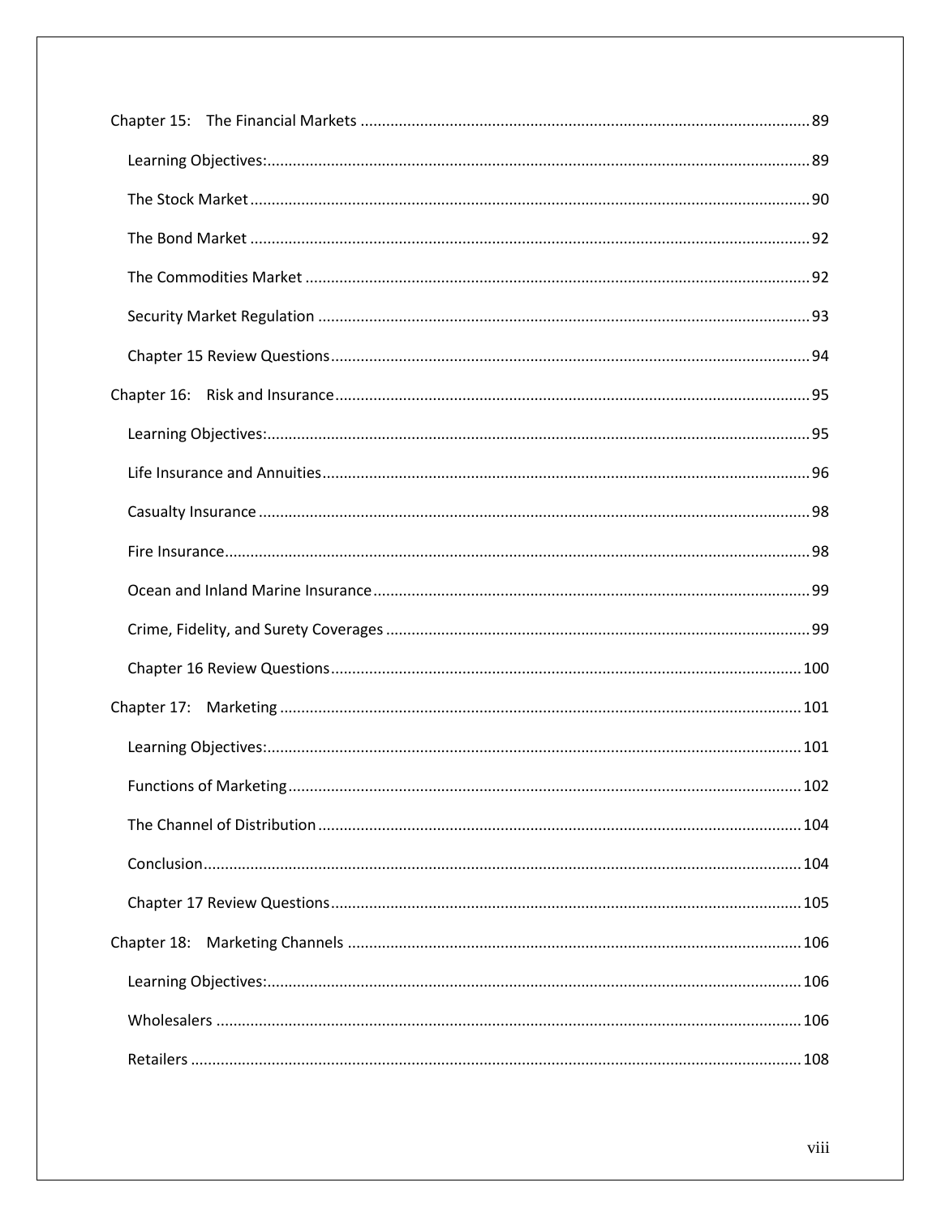Chapter 15: The Financial Markets ........ 89

- Learning Objectives: ........ 89
- The Stock Market ........ 90
- The Bond Market ........ 92
- The Commodities Market ........ 92
- Security Market Regulation ........ 93
- Chapter 15 Review Questions ........ 94

Chapter 16: Risk and Insurance ........ 95

- Learning Objectives: ........ 95
- Life Insurance and Annuities ........ 96
- Casualty Insurance ........ 98
- Fire Insurance ........ 98
- Ocean and Inland Marine Insurance ........ 99
- Crime, Fidelity, and Surety Coverages ........ 99
- Chapter 16 Review Questions ........ 100

Chapter 17: Marketing ........ 101

- Learning Objectives: ........ 101
- Functions of Marketing ........ 102
- The Channel of Distribution ........ 104
- Conclusion ........ 104
- Chapter 17 Review Questions ........ 105

Chapter 18: Marketing Channels ........ 106

- Learning Objectives: ........ 106
- Wholesalers ........ 106
- Retailers ........ 108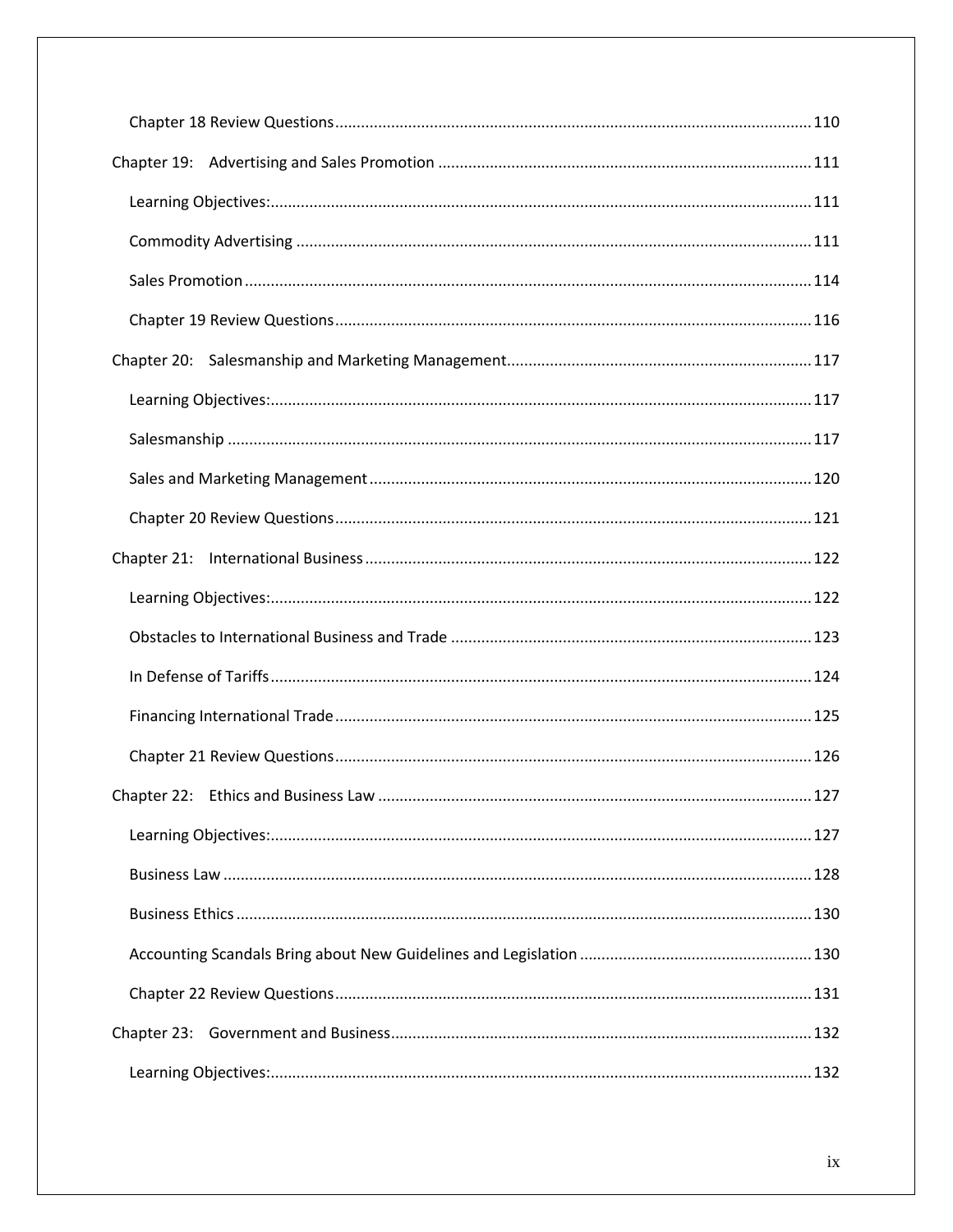Chapter 18 Review Questions ... 110

Chapter 19: Advertising and Sales Promotion ... 111

Learning Objectives: ... 111

Commodity Advertising ... 111

Sales Promotion ... 114

Chapter 19 Review Questions ... 116

Chapter 20: Salesmanship and Marketing Management ... 117

Learning Objectives: ... 117

Salesmanship ... 117

Sales and Marketing Management ... 120

Chapter 20 Review Questions ... 121

Chapter 21: International Business ... 122

Learning Objectives: ... 122

Obstacles to International Business and Trade ... 123

In Defense of Tariffs ... 124

Financing International Trade ... 125

Chapter 21 Review Questions ... 126

Chapter 22: Ethics and Business Law ... 127

Learning Objectives: ... 127

Business Law ... 128

Business Ethics ... 130

Accounting Scandals Bring about New Guidelines and Legislation ... 130

Chapter 22 Review Questions ... 131

Chapter 23: Government and Business ... 132

Learning Objectives: ... 132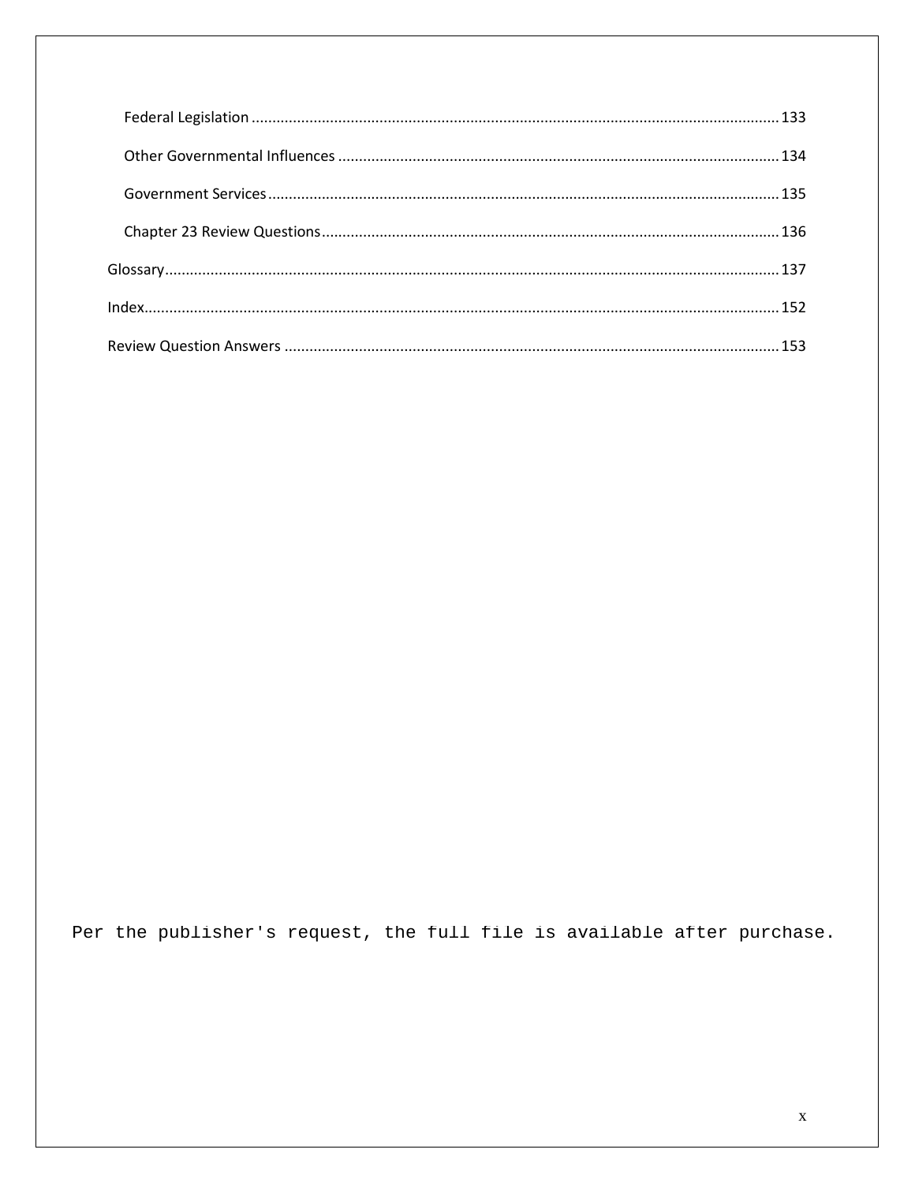Federal Legislation ........................................................................................................................ 133

Other Governmental Influences ................................................................................................. 134

Government Services .................................................................................................................. 135

Chapter 23 Review Questions ..................................................................................................... 136

Glossary ............................................................................................................................................ 137

Index ................................................................................................................................................. 152

Review Question Answers .............................................................................................................. 153

Per the publisher's request, the full file is available after purchase.